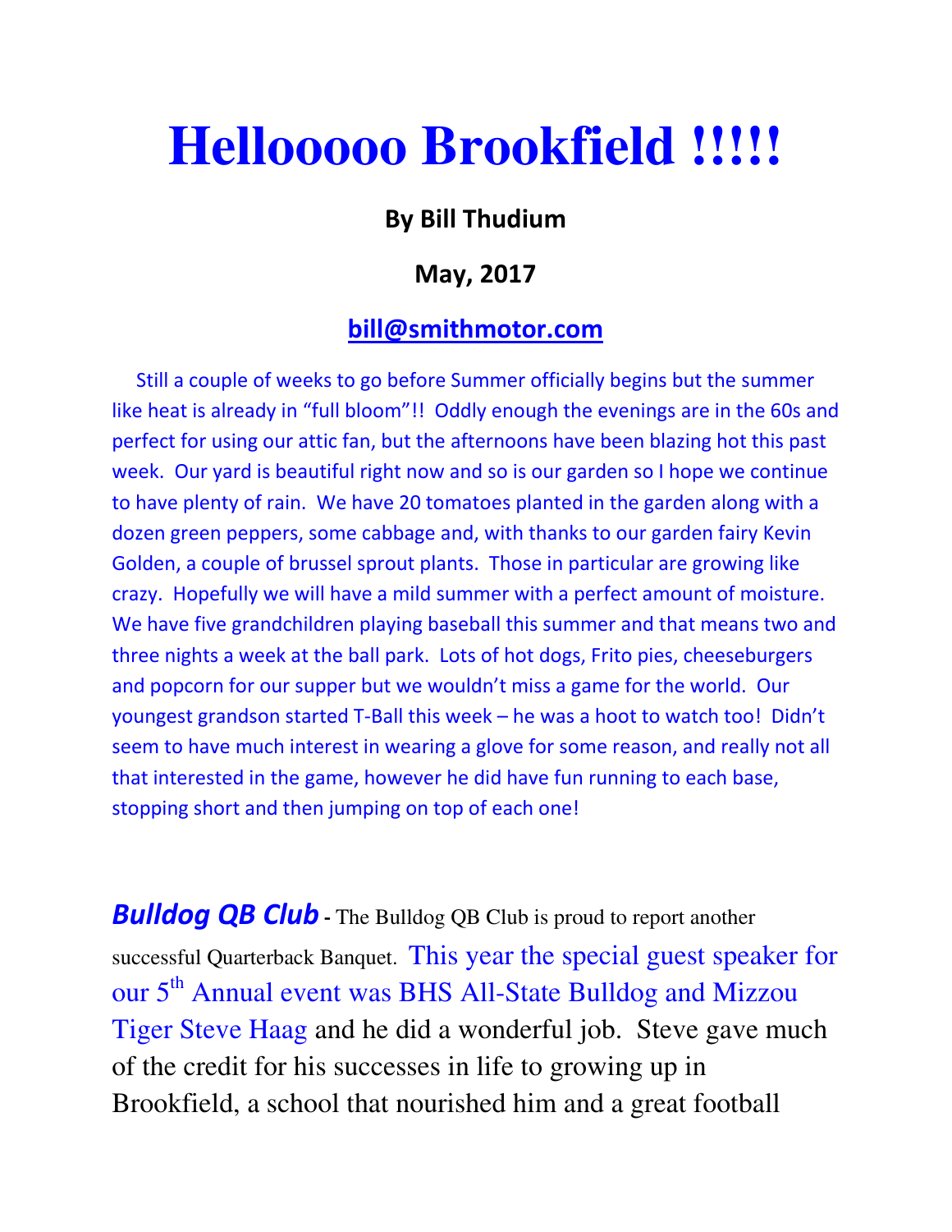# Hellooooo Brookfield !!!!!

**By Bill Thudium**

**May, 2017**

**bill@smithmotor.com**

Still a couple of weeks to go before Summer officially begins but the summer like heat is already in "full bloom"!! Oddly enough the evenings are in the 60s and perfect for using our attic fan, but the afternoons have been blazing hot this past week. Our yard is beautiful right now and so is our garden so I hope we continue to have plenty of rain. We have 20 tomatoes planted in the garden along with a dozen green peppers, some cabbage and, with thanks to our garden fairy Kevin Golden, a couple of brussel sprout plants. Those in particular are growing like crazy. Hopefully we will have a mild summer with a perfect amount of moisture. We have five grandchildren playing baseball this summer and that means two and three nights a week at the ball park. Lots of hot dogs, Frito pies, cheeseburgers and popcorn for our supper but we wouldn't miss a game for the world. Our youngest grandson started T-Ball this week – he was a hoot to watch too! Didn't seem to have much interest in wearing a glove for some reason, and really not all that interested in the game, however he did have fun running to each base, stopping short and then jumping on top of each one!

***Bulldog QB Club*** - The Bulldog QB Club is proud to report another successful Quarterback Banquet. This year the special guest speaker for our 5th Annual event was BHS All-State Bulldog and Mizzou Tiger Steve Haag and he did a wonderful job. Steve gave much of the credit for his successes in life to growing up in Brookfield, a school that nourished him and a great football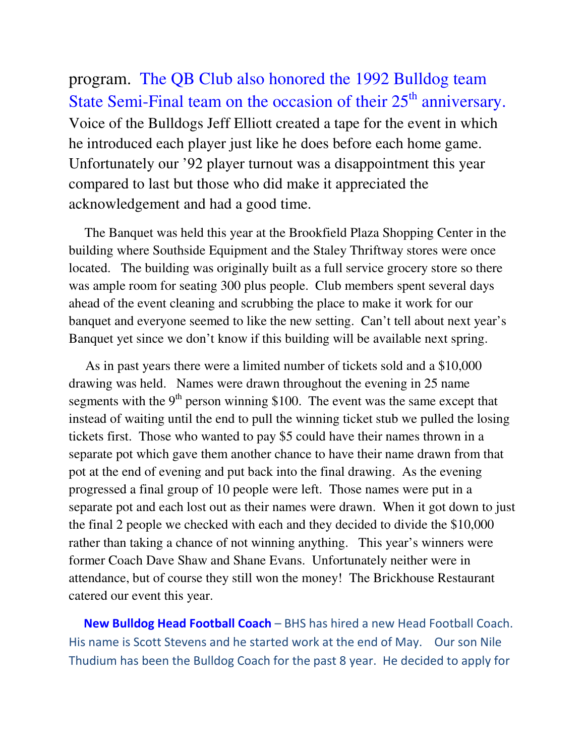program. The QB Club also honored the 1992 Bulldog team State Semi-Final team on the occasion of their 25th anniversary. Voice of the Bulldogs Jeff Elliott created a tape for the event in which he introduced each player just like he does before each home game. Unfortunately our '92 player turnout was a disappointment this year compared to last but those who did make it appreciated the acknowledgement and had a good time.

The Banquet was held this year at the Brookfield Plaza Shopping Center in the building where Southside Equipment and the Staley Thriftway stores were once located. The building was originally built as a full service grocery store so there was ample room for seating 300 plus people. Club members spent several days ahead of the event cleaning and scrubbing the place to make it work for our banquet and everyone seemed to like the new setting. Can't tell about next year's Banquet yet since we don't know if this building will be available next spring.

As in past years there were a limited number of tickets sold and a $10,000 drawing was held. Names were drawn throughout the evening in 25 name segments with the 9th person winning $100. The event was the same except that instead of waiting until the end to pull the winning ticket stub we pulled the losing tickets first. Those who wanted to pay $5 could have their names thrown in a separate pot which gave them another chance to have their name drawn from that pot at the end of evening and put back into the final drawing. As the evening progressed a final group of 10 people were left. Those names were put in a separate pot and each lost out as their names were drawn. When it got down to just the final 2 people we checked with each and they decided to divide the $10,000 rather than taking a chance of not winning anything. This year's winners were former Coach Dave Shaw and Shane Evans. Unfortunately neither were in attendance, but of course they still won the money! The Brickhouse Restaurant catered our event this year.

**New Bulldog Head Football Coach** – BHS has hired a new Head Football Coach. His name is Scott Stevens and he started work at the end of May. Our son Nile Thudium has been the Bulldog Coach for the past 8 year. He decided to apply for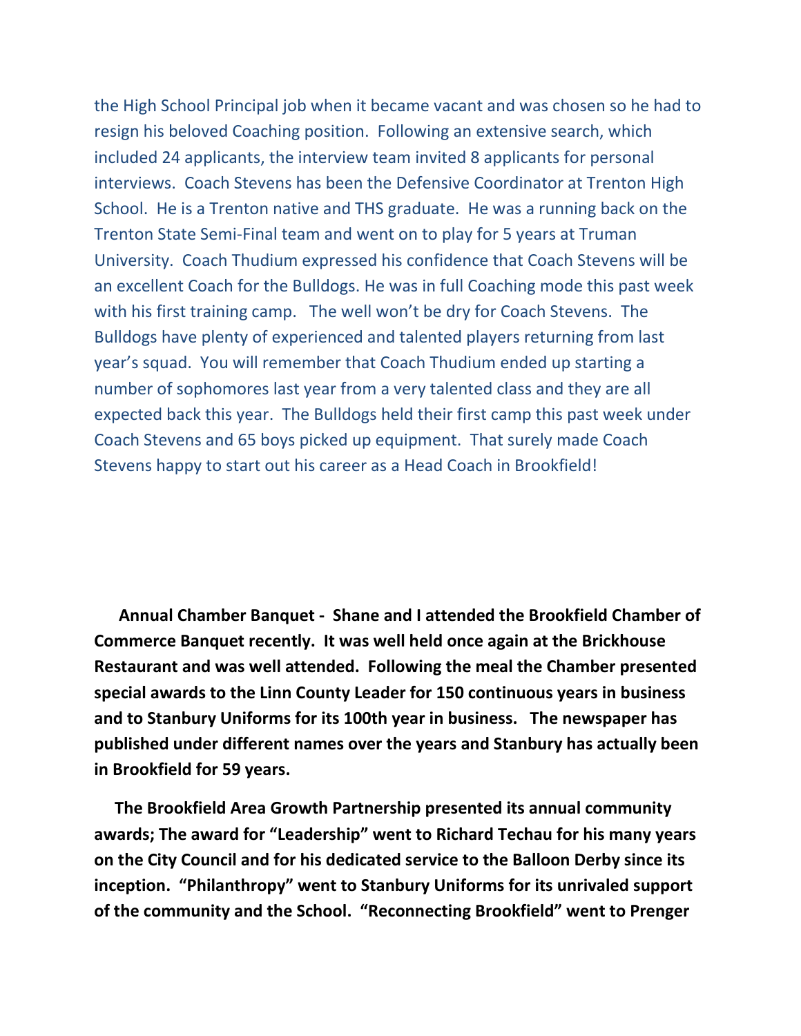the High School Principal job when it became vacant and was chosen so he had to resign his beloved Coaching position. Following an extensive search, which included 24 applicants, the interview team invited 8 applicants for personal interviews. Coach Stevens has been the Defensive Coordinator at Trenton High School. He is a Trenton native and THS graduate. He was a running back on the Trenton State Semi-Final team and went on to play for 5 years at Truman University. Coach Thudium expressed his confidence that Coach Stevens will be an excellent Coach for the Bulldogs. He was in full Coaching mode this past week with his first training camp. The well won't be dry for Coach Stevens. The Bulldogs have plenty of experienced and talented players returning from last year's squad. You will remember that Coach Thudium ended up starting a number of sophomores last year from a very talented class and they are all expected back this year. The Bulldogs held their first camp this past week under Coach Stevens and 65 boys picked up equipment. That surely made Coach Stevens happy to start out his career as a Head Coach in Brookfield!

**Annual Chamber Banquet - Shane and I attended the Brookfield Chamber of Commerce Banquet recently. It was well held once again at the Brickhouse Restaurant and was well attended. Following the meal the Chamber presented special awards to the Linn County Leader for 150 continuous years in business and to Stanbury Uniforms for its 100th year in business. The newspaper has published under different names over the years and Stanbury has actually been in Brookfield for 59 years.**

**The Brookfield Area Growth Partnership presented its annual community awards; The award for "Leadership" went to Richard Techau for his many years on the City Council and for his dedicated service to the Balloon Derby since its inception. "Philanthropy" went to Stanbury Uniforms for its unrivaled support of the community and the School. "Reconnecting Brookfield" went to Prenger**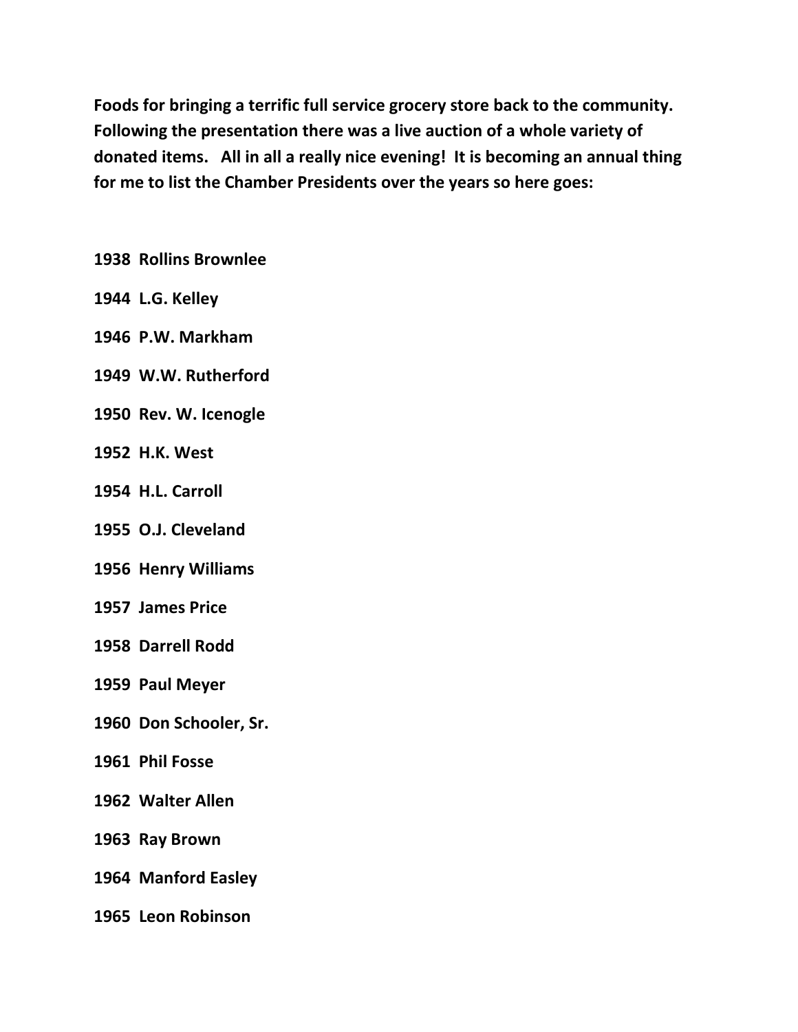**Foods for bringing a terrific full service grocery store back to the community. Following the presentation there was a live auction of a whole variety of donated items. All in all a really nice evening! It is becoming an annual thing for me to list the Chamber Presidents over the years so here goes:**

**1938 Rollins Brownlee**

**1944 L.G. Kelley**

**1946 P.W. Markham**

**1949 W.W. Rutherford**

**1950 Rev. W. Icenogle**

**1952 H.K. West**

**1954 H.L. Carroll**

**1955 O.J. Cleveland**

**1956 Henry Williams**

**1957 James Price**

**1958 Darrell Rodd**

**1959 Paul Meyer**

**1960 Don Schooler, Sr.**

**1961 Phil Fosse**

**1962 Walter Allen**

**1963 Ray Brown**

**1964 Manford Easley**

**1965 Leon Robinson**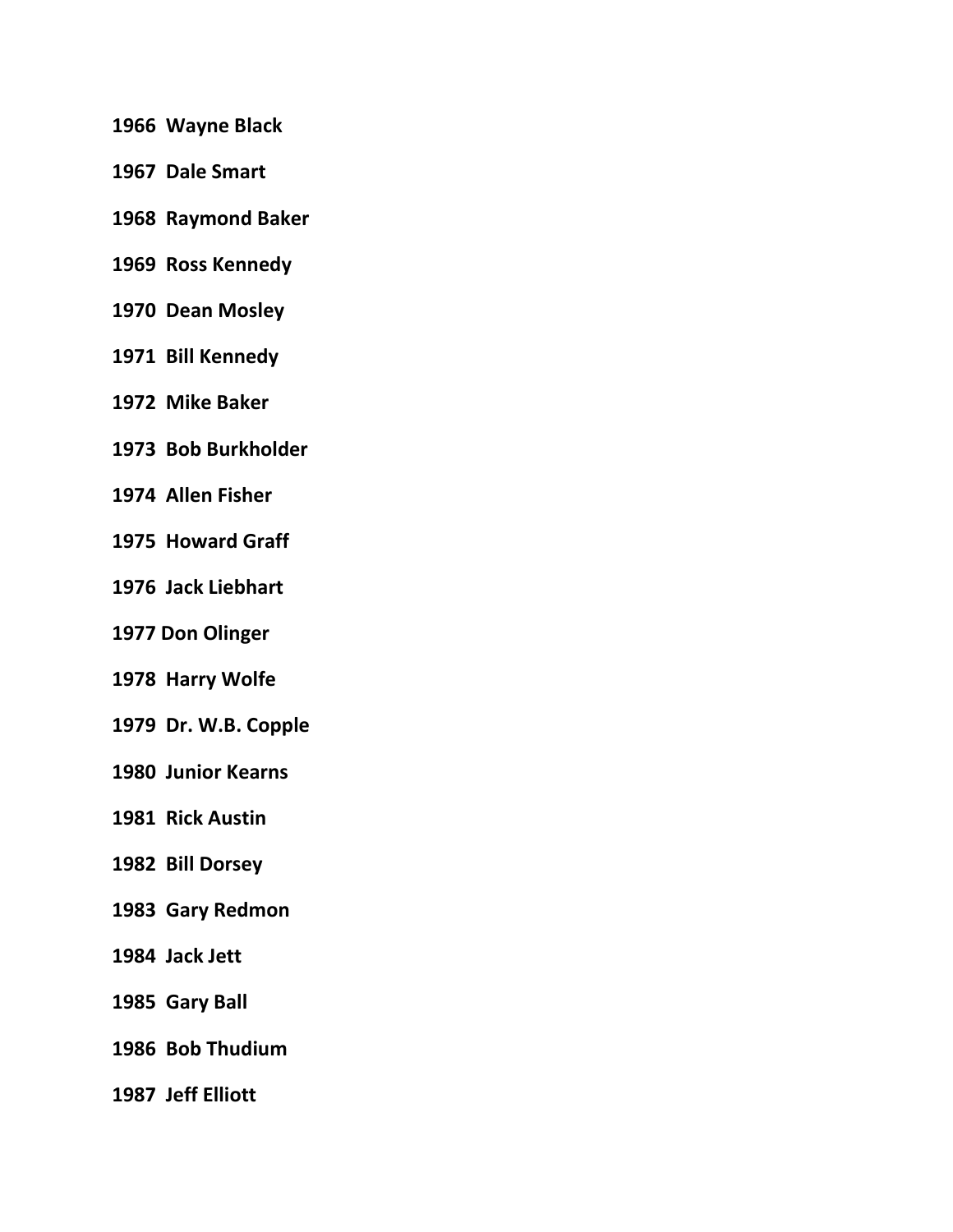**1966 Wayne Black**

**1967 Dale Smart**

**1968 Raymond Baker**

**1969 Ross Kennedy**

**1970 Dean Mosley**

**1971 Bill Kennedy**

**1972 Mike Baker**

**1973 Bob Burkholder**

**1974 Allen Fisher**

**1975 Howard Graff**

**1976 Jack Liebhart**

**1977 Don Olinger**

**1978 Harry Wolfe**

**1979 Dr. W.B. Copple**

**1980 Junior Kearns**

**1981 Rick Austin**

**1982 Bill Dorsey**

**1983 Gary Redmon**

**1984 Jack Jett**

**1985 Gary Ball**

**1986 Bob Thudium**

**1987 Jeff Elliott**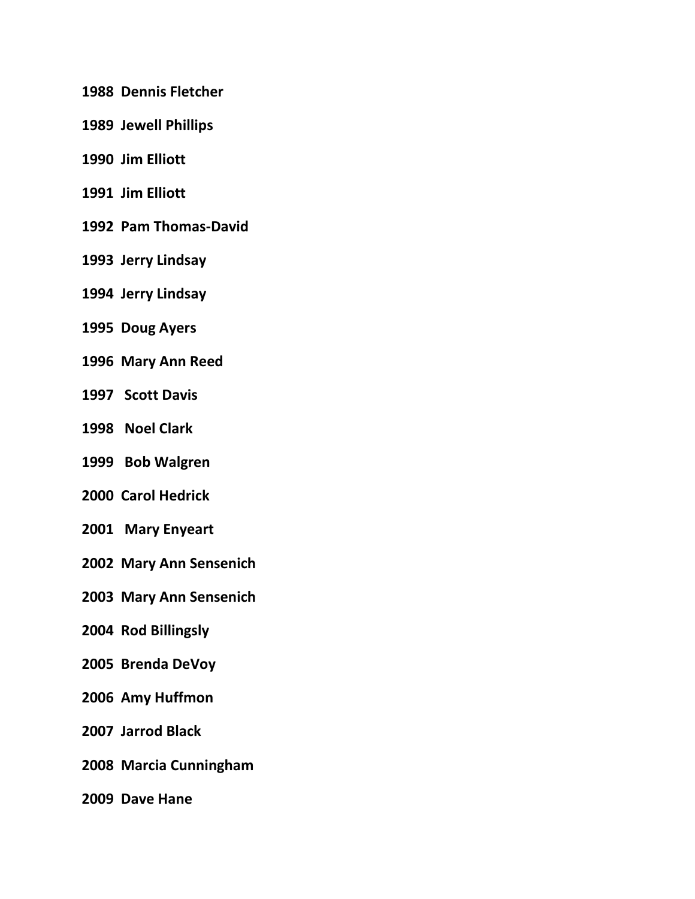**1988 Dennis Fletcher**

**1989 Jewell Phillips**

**1990 Jim Elliott**

**1991 Jim Elliott**

**1992 Pam Thomas-David**

**1993 Jerry Lindsay**

**1994 Jerry Lindsay**

**1995 Doug Ayers**

**1996 Mary Ann Reed**

**1997 Scott Davis**

**1998 Noel Clark**

**1999 Bob Walgren**

**2000 Carol Hedrick**

**2001 Mary Enyeart**

**2002 Mary Ann Sensenich**

**2003 Mary Ann Sensenich**

**2004 Rod Billingsly**

**2005 Brenda DeVoy**

**2006 Amy Huffmon**

**2007 Jarrod Black**

**2008 Marcia Cunningham**

**2009 Dave Hane**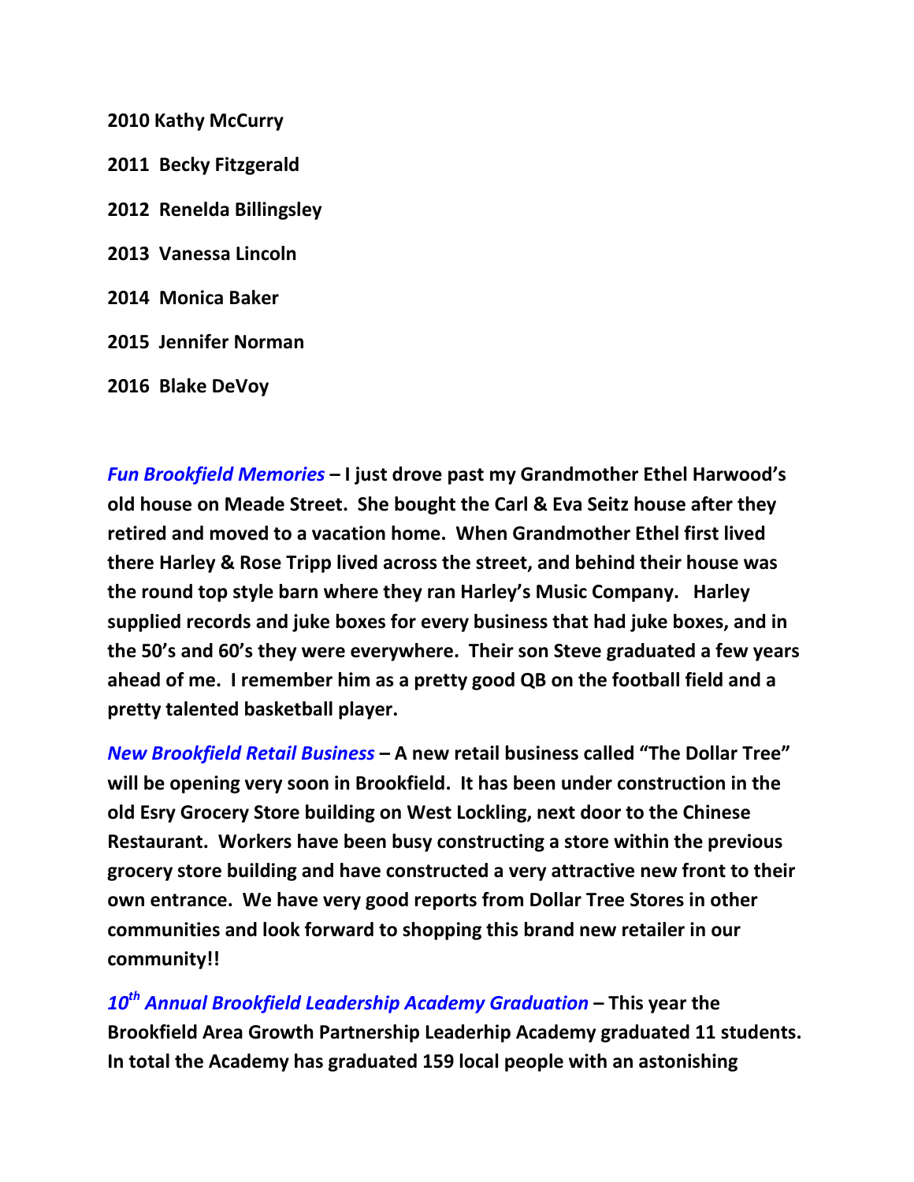**2010 Kathy McCurry**

**2011  Becky Fitzgerald**

**2012  Renelda Billingsley**

**2013  Vanessa Lincoln**

**2014  Monica Baker**

**2015  Jennifer Norman**

**2016  Blake DeVoy**

***Fun Brookfield Memories*** **– I just drove past my Grandmother Ethel Harwood's old house on Meade Street.  She bought the Carl & Eva Seitz house after they retired and moved to a vacation home.  When Grandmother Ethel first lived there Harley & Rose Tripp lived across the street, and behind their house was the round top style barn where they ran Harley's Music Company.   Harley supplied records and juke boxes for every business that had juke boxes, and in the 50's and 60's they were everywhere.  Their son Steve graduated a few years ahead of me.  I remember him as a pretty good QB on the football field and a pretty talented basketball player.**

***New Brookfield Retail Business*** **– A new retail business called "The Dollar Tree" will be opening very soon in Brookfield.  It has been under construction in the old Esry Grocery Store building on West Lockling, next door to the Chinese Restaurant.  Workers have been busy constructing a store within the previous grocery store building and have constructed a very attractive new front to their own entrance.  We have very good reports from Dollar Tree Stores in other communities and look forward to shopping this brand new retailer in our community!!**

***10th Annual Brookfield Leadership Academy Graduation*** **– This year the Brookfield Area Growth Partnership Leaderhip Academy graduated 11 students.  In total the Academy has graduated 159 local people with an astonishing**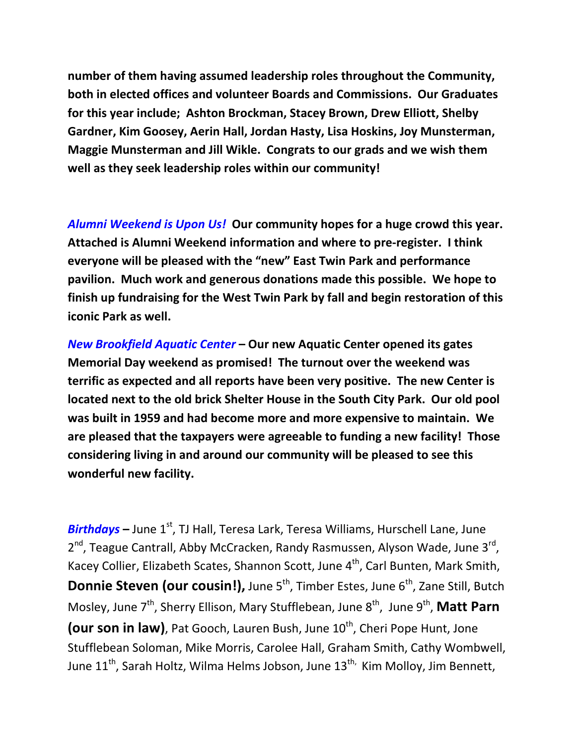**number of them having assumed leadership roles throughout the Community, both in elected offices and volunteer Boards and Commissions. Our Graduates for this year include; Ashton Brockman, Stacey Brown, Drew Elliott, Shelby Gardner, Kim Goosey, Aerin Hall, Jordan Hasty, Lisa Hoskins, Joy Munsterman, Maggie Munsterman and Jill Wikle. Congrats to our grads and we wish them well as they seek leadership roles within our community!**

***Alumni Weekend is Upon Us!*** **Our community hopes for a huge crowd this year. Attached is Alumni Weekend information and where to pre-register. I think everyone will be pleased with the "new" East Twin Park and performance pavilion. Much work and generous donations made this possible. We hope to finish up fundraising for the West Twin Park by fall and begin restoration of this iconic Park as well.**

***New Brookfield Aquatic Center*** **– Our new Aquatic Center opened its gates Memorial Day weekend as promised! The turnout over the weekend was terrific as expected and all reports have been very positive. The new Center is located next to the old brick Shelter House in the South City Park. Our old pool was built in 1959 and had become more and more expensive to maintain. We are pleased that the taxpayers were agreeable to funding a new facility! Those considering living in and around our community will be pleased to see this wonderful new facility.**

***Birthdays*** **–** June 1st, TJ Hall, Teresa Lark, Teresa Williams, Hurschell Lane, June 2nd, Teague Cantrall, Abby McCracken, Randy Rasmussen, Alyson Wade, June 3rd, Kacey Collier, Elizabeth Scates, Shannon Scott, June 4th, Carl Bunten, Mark Smith, **Donnie Steven (our cousin!),** June 5th, Timber Estes, June 6th, Zane Still, Butch Mosley, June 7th, Sherry Ellison, Mary Stufflebean, June 8th, June 9th, **Matt Parn (our son in law)**, Pat Gooch, Lauren Bush, June 10th, Cheri Pope Hunt, Jone Stufflebean Soloman, Mike Morris, Carolee Hall, Graham Smith, Cathy Wombwell, June 11th, Sarah Holtz, Wilma Helms Jobson, June 13th, Kim Molloy, Jim Bennett,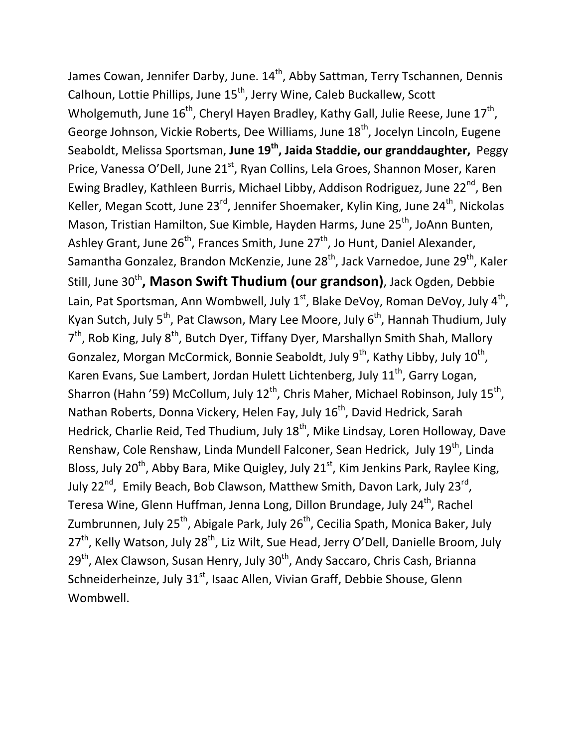James Cowan, Jennifer Darby, June. 14th, Abby Sattman, Terry Tschannen, Dennis Calhoun, Lottie Phillips, June 15th, Jerry Wine, Caleb Buckallew, Scott Wholgemuth, June 16th, Cheryl Hayen Bradley, Kathy Gall, Julie Reese, June 17th, George Johnson, Vickie Roberts, Dee Williams, June 18th, Jocelyn Lincoln, Eugene Seaboldt, Melissa Sportsman, **June 19th, Jaida Staddie, our granddaughter,** Peggy Price, Vanessa O'Dell, June 21st, Ryan Collins, Lela Groes, Shannon Moser, Karen Ewing Bradley, Kathleen Burris, Michael Libby, Addison Rodriguez, June 22nd, Ben Keller, Megan Scott, June 23rd, Jennifer Shoemaker, Kylin King, June 24th, Nickolas Mason, Tristian Hamilton, Sue Kimble, Hayden Harms, June 25th, JoAnn Bunten, Ashley Grant, June 26th, Frances Smith, June 27th, Jo Hunt, Daniel Alexander, Samantha Gonzalez, Brandon McKenzie, June 28th, Jack Varnedoe, June 29th, Kaler Still, June 30th**, Mason Swift Thudium (our grandson)**, Jack Ogden, Debbie Lain, Pat Sportsman, Ann Wombwell, July 1st, Blake DeVoy, Roman DeVoy, July 4th, Kyan Sutch, July 5th, Pat Clawson, Mary Lee Moore, July 6th, Hannah Thudium, July 7th, Rob King, July 8th, Butch Dyer, Tiffany Dyer, Marshallyn Smith Shah, Mallory Gonzalez, Morgan McCormick, Bonnie Seaboldt, July 9th, Kathy Libby, July 10th, Karen Evans, Sue Lambert, Jordan Hulett Lichtenberg, July 11th, Garry Logan, Sharron (Hahn '59) McCollum, July 12th, Chris Maher, Michael Robinson, July 15th, Nathan Roberts, Donna Vickery, Helen Fay, July 16th, David Hedrick, Sarah Hedrick, Charlie Reid, Ted Thudium, July 18th, Mike Lindsay, Loren Holloway, Dave Renshaw, Cole Renshaw, Linda Mundell Falconer, Sean Hedrick, July 19th, Linda Bloss, July 20th, Abby Bara, Mike Quigley, July 21st, Kim Jenkins Park, Raylee King, July 22nd, Emily Beach, Bob Clawson, Matthew Smith, Davon Lark, July 23rd, Teresa Wine, Glenn Huffman, Jenna Long, Dillon Brundage, July 24th, Rachel Zumbrunnen, July 25th, Abigale Park, July 26th, Cecilia Spath, Monica Baker, July 27th, Kelly Watson, July 28th, Liz Wilt, Sue Head, Jerry O'Dell, Danielle Broom, July 29th, Alex Clawson, Susan Henry, July 30th, Andy Saccaro, Chris Cash, Brianna Schneiderheinze, July 31st, Isaac Allen, Vivian Graff, Debbie Shouse, Glenn Wombwell.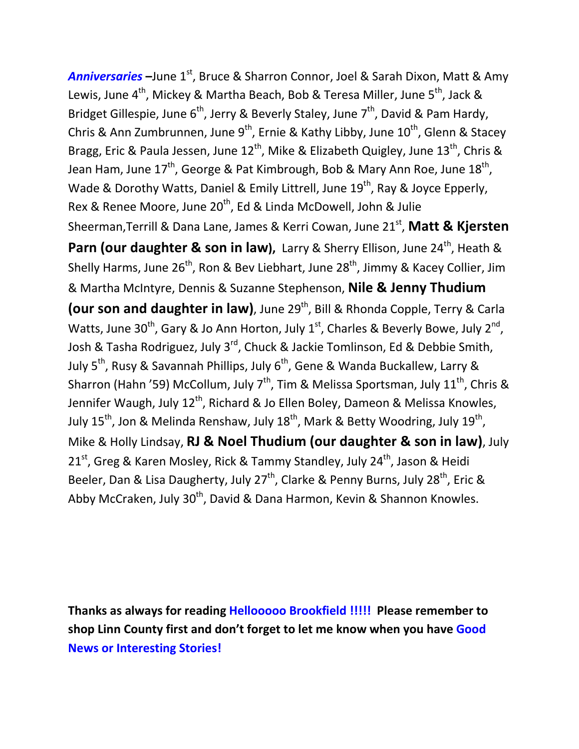***Anniversaries* –**June 1st, Bruce & Sharron Connor, Joel & Sarah Dixon, Matt & Amy Lewis, June 4th, Mickey & Martha Beach, Bob & Teresa Miller, June 5th, Jack & Bridget Gillespie, June 6th, Jerry & Beverly Staley, June 7th, David & Pam Hardy, Chris & Ann Zumbrunnen, June 9th, Ernie & Kathy Libby, June 10th, Glenn & Stacey Bragg, Eric & Paula Jessen, June 12th, Mike & Elizabeth Quigley, June 13th, Chris & Jean Ham, June 17th, George & Pat Kimbrough, Bob & Mary Ann Roe, June 18th, Wade & Dorothy Watts, Daniel & Emily Littrell, June 19th, Ray & Joyce Epperly, Rex & Renee Moore, June 20th, Ed & Linda McDowell, John & Julie Sheerman,Terrill & Dana Lane, James & Kerri Cowan, June 21st, **Matt & Kjersten Parn (our daughter & son in law),** Larry & Sherry Ellison, June 24th, Heath & Shelly Harms, June 26th, Ron & Bev Liebhart, June 28th, Jimmy & Kacey Collier, Jim & Martha McIntyre, Dennis & Suzanne Stephenson, **Nile & Jenny Thudium (our son and daughter in law)**, June 29th, Bill & Rhonda Copple, Terry & Carla Watts, June 30th, Gary & Jo Ann Horton, July 1st, Charles & Beverly Bowe, July 2nd, Josh & Tasha Rodriguez, July 3rd, Chuck & Jackie Tomlinson, Ed & Debbie Smith, July 5th, Rusy & Savannah Phillips, July 6th, Gene & Wanda Buckallew, Larry & Sharron (Hahn '59) McCollum, July 7th, Tim & Melissa Sportsman, July 11th, Chris & Jennifer Waugh, July 12th, Richard & Jo Ellen Boley, Dameon & Melissa Knowles, July 15th, Jon & Melinda Renshaw, July 18th, Mark & Betty Woodring, July 19th, Mike & Holly Lindsay, **RJ & Noel Thudium (our daughter & son in law)**, July 21st, Greg & Karen Mosley, Rick & Tammy Standley, July 24th, Jason & Heidi Beeler, Dan & Lisa Daugherty, July 27th, Clarke & Penny Burns, July 28th, Eric & Abby McCraken, July 30th, David & Dana Harmon, Kevin & Shannon Knowles.

**Thanks as always for reading Hellooooo Brookfield !!!!! Please remember to shop Linn County first and don't forget to let me know when you have Good News or Interesting Stories!**